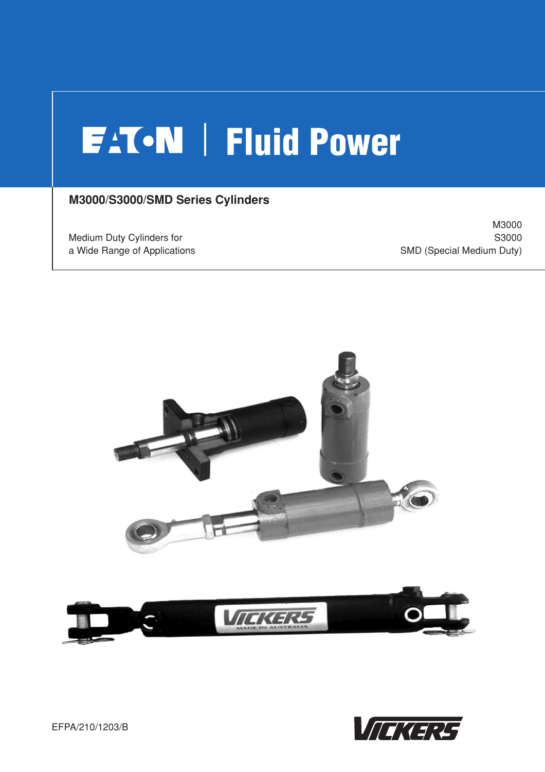EATON | Fluid Power

# M3000/S3000/SMD Series Cylinders

Medium Duty Cylinders for
a Wide Range of Applications

M3000
S3000
SMD (Special Medium Duty)

EFPA/210/1203/B

VICKERS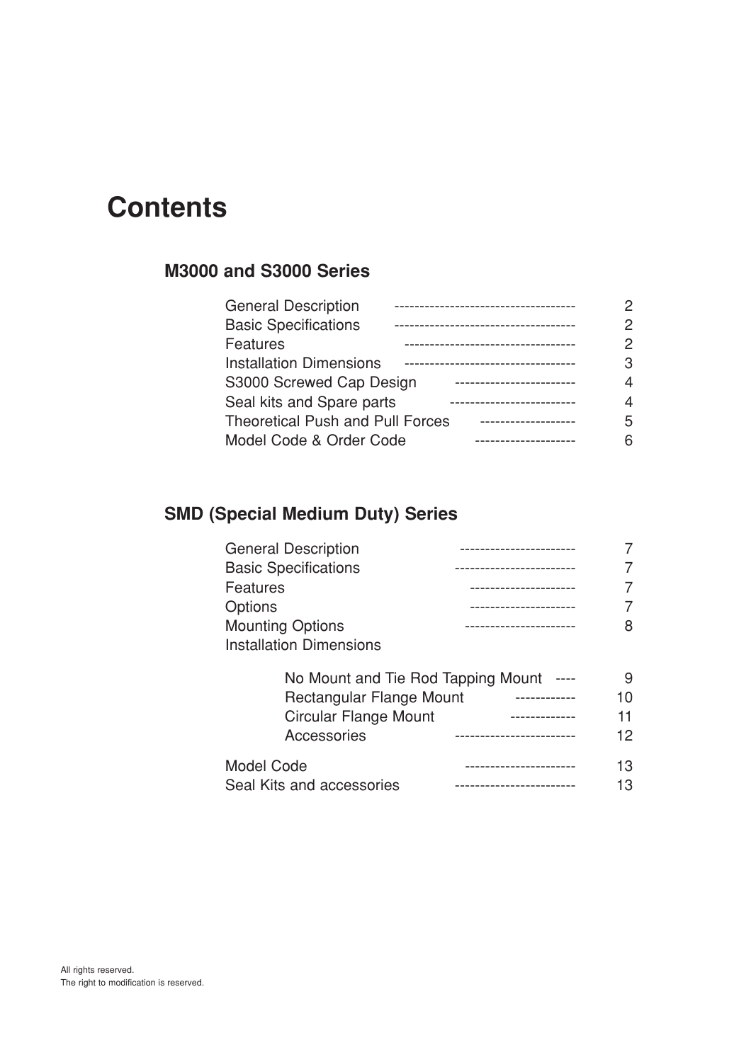# Contents

## M3000 and S3000 Series

| | |
|---|---|
| General Description | 2 |
| Basic Specifications | 2 |
| Features | 2 |
| Installation Dimensions | 3 |
| S3000 Screwed Cap Design | 4 |
| Seal kits and Spare parts | 4 |
| Theoretical Push and Pull Forces | 5 |
| Model Code & Order Code | 6 |

## SMD (Special Medium Duty) Series

| | |
|---|---|
| General Description | 7 |
| Basic Specifications | 7 |
| Features | 7 |
| Options | 7 |
| Mounting Options | 8 |
| Installation Dimensions | |
| No Mount and Tie Rod Tapping Mount | 9 |
| Rectangular Flange Mount | 10 |
| Circular Flange Mount | 11 |
| Accessories | 12 |
| Model Code | 13 |
| Seal Kits and accessories | 13 |

All rights reserved.
The right to modification is reserved.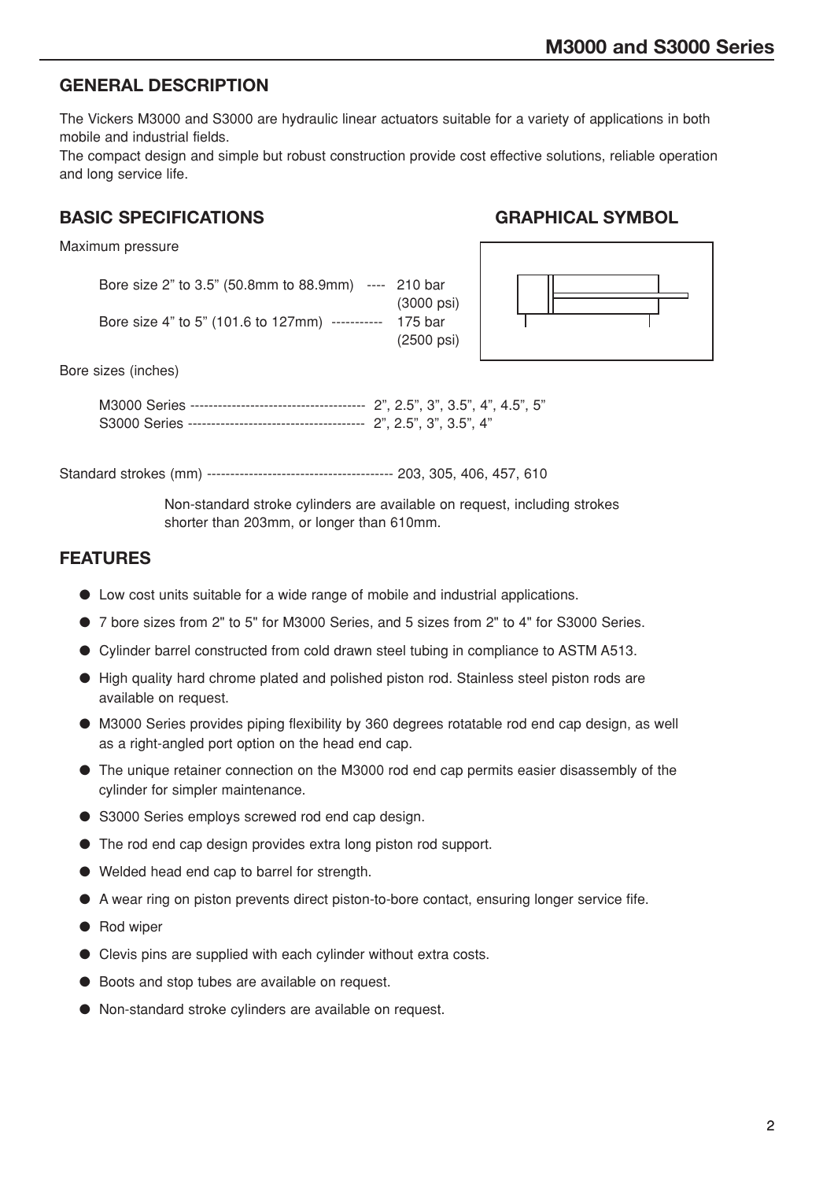## GENERAL DESCRIPTION

The Vickers M3000 and S3000 are hydraulic linear actuators suitable for a variety of applications in both mobile and industrial fields.
The compact design and simple but robust construction provide cost effective solutions, reliable operation and long service life.

## BASIC SPECIFICATIONS

## GRAPHICAL SYMBOL

Maximum pressure

Bore size 2” to 3.5” (50.8mm to 88.9mm) ---- 210 bar (3000 psi)
Bore size 4” to 5” (101.6 to 127mm) ----------- 175 bar (2500 psi)

Bore sizes (inches)

M3000 Series -------------------------------------- 2”, 2.5”, 3”, 3.5”, 4”, 4.5”, 5”
S3000 Series -------------------------------------- 2”, 2.5”, 3”, 3.5”, 4”

Standard strokes (mm) ---------------------------------------- 203, 305, 406, 457, 610

Non-standard stroke cylinders are available on request, including strokes shorter than 203mm, or longer than 610mm.

## FEATURES

- Low cost units suitable for a wide range of mobile and industrial applications.
- 7 bore sizes from 2" to 5" for M3000 Series, and 5 sizes from 2" to 4" for S3000 Series.
- Cylinder barrel constructed from cold drawn steel tubing in compliance to ASTM A513.
- High quality hard chrome plated and polished piston rod. Stainless steel piston rods are available on request.
- M3000 Series provides piping flexibility by 360 degrees rotatable rod end cap design, as well as a right-angled port option on the head end cap.
- The unique retainer connection on the M3000 rod end cap permits easier disassembly of the cylinder for simpler maintenance.
- S3000 Series employs screwed rod end cap design.
- The rod end cap design provides extra long piston rod support.
- Welded head end cap to barrel for strength.
- A wear ring on piston prevents direct piston-to-bore contact, ensuring longer service fife.
- Rod wiper
- Clevis pins are supplied with each cylinder without extra costs.
- Boots and stop tubes are available on request.
- Non-standard stroke cylinders are available on request.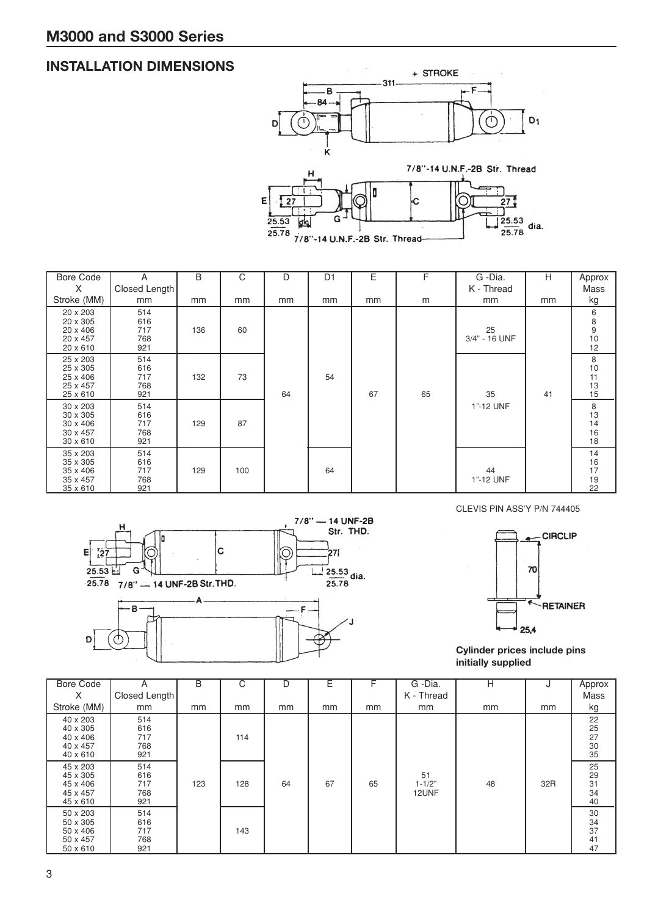# M3000 and S3000 Series

## INSTALLATION DIMENSIONS

| Bore Code X Stroke (MM) | A Closed Length mm | B mm | C mm | D mm | D1 mm | E mm | F m | G -Dia. K - Thread mm | H mm | Approx Mass kg |
|---|---|---|---|---|---|---|---|---|---|---|
| 20 x 203<br>20 x 305<br>20 x 406<br>20 x 457<br>20 x 610 | 514<br>616<br>717<br>768<br>921 | 136 | 60 | 64 | 54 | 67 | 65 | 25<br>3/4" - 16 UNF | 41 | 6<br>8<br>9<br>10<br>12 |
| 25 x 203<br>25 x 305<br>25 x 406<br>25 x 457<br>25 x 610 | 514<br>616<br>717<br>768<br>921 | 132 | 73 | | | | | 35<br>1"-12 UNF | | 8<br>10<br>11<br>13<br>15 |
| 30 x 203<br>30 x 305<br>30 x 406<br>30 x 457<br>30 x 610 | 514<br>616<br>717<br>768<br>921 | 129 | 87 | | | | | | | 8<br>13<br>14<br>16<br>18 |
| 35 x 203<br>35 x 305<br>35 x 406<br>35 x 457<br>35 x 610 | 514<br>616<br>717<br>768<br>921 | 129 | 100 | | 64 | | | 44<br>1"-12 UNF | | 14<br>16<br>17<br>19<br>22 |

CLEVIS PIN ASS'Y P/N 744405

**Cylinder prices include pins initially supplied**

| Bore Code X Stroke (MM) | A Closed Length mm | B mm | C mm | D mm | E mm | F mm | G -Dia. K - Thread mm | H mm | J mm | Approx Mass kg |
|---|---|---|---|---|---|---|---|---|---|---|
| 40 x 203<br>40 x 305<br>40 x 406<br>40 x 457<br>40 x 610 | 514<br>616<br>717<br>768<br>921 | 123 | 114 | 64 | 67 | 65 | 51<br>1-1/2"<br>12UNF | 48 | 32R | 22<br>25<br>27<br>30<br>35 |
| 45 x 203<br>45 x 305<br>45 x 406<br>45 x 457<br>45 x 610 | 514<br>616<br>717<br>768<br>921 | | 128 | | | | | | | 25<br>29<br>31<br>34<br>40 |
| 50 x 203<br>50 x 305<br>50 x 406<br>50 x 457<br>50 x 610 | 514<br>616<br>717<br>768<br>921 | | 143 | | | | | | | 30<br>34<br>37<br>41<br>47 |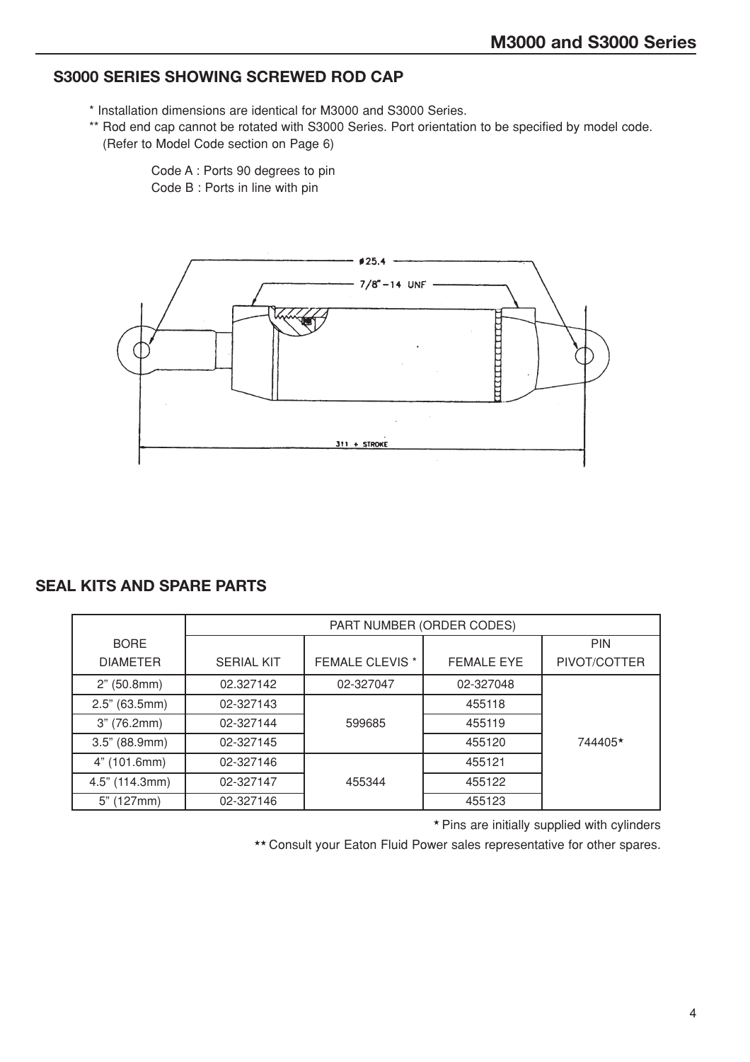## S3000 SERIES SHOWING SCREWED ROD CAP

* Installation dimensions are identical for M3000 and S3000 Series.

** Rod end cap cannot be rotated with S3000 Series. Port orientation to be specified by model code. (Refer to Model Code section on Page 6)

Code A : Ports 90 degrees to pin
Code B : Ports in line with pin

ø25.4

7/8"-14 UNF

311 + STROKE

## SEAL KITS AND SPARE PARTS

| BORE DIAMETER | PART NUMBER (ORDER CODES) | | | |
|---|---|---|---|---|
| | SERIAL KIT | FEMALE CLEVIS * | FEMALE EYE | PIN PIVOT/COTTER |
| 2" (50.8mm) | 02.327142 | 02-327047 | 02-327048 | 744405* |
| 2.5" (63.5mm) | 02-327143 | 599685 | 455118 | |
| 3" (76.2mm) | 02-327144 | | 455119 | |
| 3.5" (88.9mm) | 02-327145 | | 455120 | |
| 4" (101.6mm) | 02-327146 | 455344 | 455121 | |
| 4.5" (114.3mm) | 02-327147 | | 455122 | |
| 5" (127mm) | 02-327146 | | 455123 | |

* Pins are initially supplied with cylinders

** Consult your Eaton Fluid Power sales representative for other spares.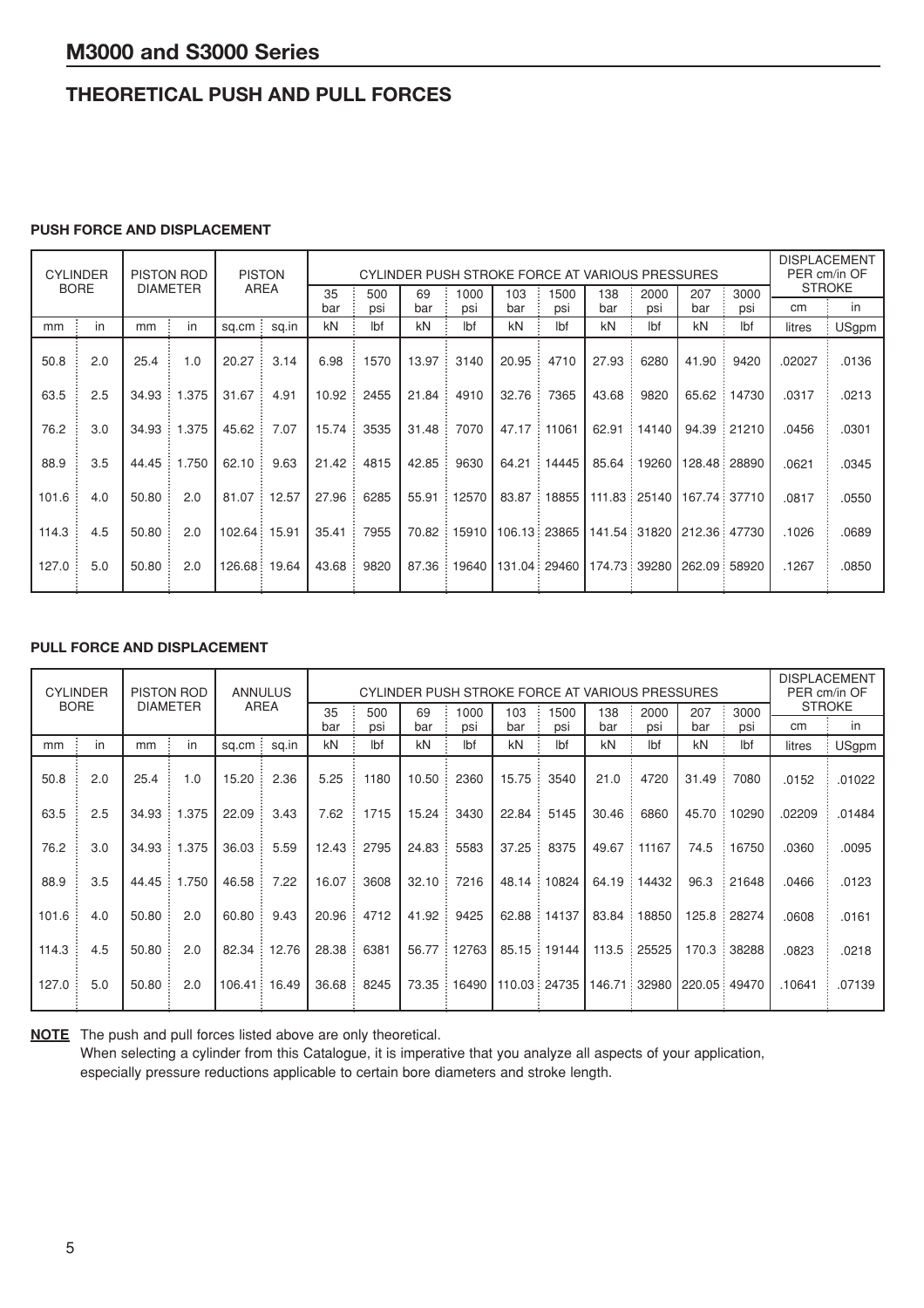# M3000 and S3000 Series

## THEORETICAL PUSH AND PULL FORCES

### PUSH FORCE AND DISPLACEMENT

| CYLINDER BORE | | PISTON ROD DIAMETER | | PISTON AREA | | CYLINDER PUSH STROKE FORCE AT VARIOUS PRESSURES | | | | | | | | | | DISPLACEMENT PER cm/in OF STROKE | |
|---|---|---|---|---|---|---|---|---|---|---|---|---|---|---|---|---|---|
| | | | | | | 35 bar | 500 psi | 69 bar | 1000 psi | 103 bar | 1500 psi | 138 bar | 2000 psi | 207 bar | 3000 psi | cm | in |
| mm | in | mm | in | sq.cm | sq.in | kN | lbf | kN | lbf | kN | lbf | kN | lbf | kN | lbf | litres | USgpm |
| 50.8 | 2.0 | 25.4 | 1.0 | 20.27 | 3.14 | 6.98 | 1570 | 13.97 | 3140 | 20.95 | 4710 | 27.93 | 6280 | 41.90 | 9420 | .02027 | .0136 |
| 63.5 | 2.5 | 34.93 | 1.375 | 31.67 | 4.91 | 10.92 | 2455 | 21.84 | 4910 | 32.76 | 7365 | 43.68 | 9820 | 65.62 | 14730 | .0317 | .0213 |
| 76.2 | 3.0 | 34.93 | 1.375 | 45.62 | 7.07 | 15.74 | 3535 | 31.48 | 7070 | 47.17 | 11061 | 62.91 | 14140 | 94.39 | 21210 | .0456 | .0301 |
| 88.9 | 3.5 | 44.45 | 1.750 | 62.10 | 9.63 | 21.42 | 4815 | 42.85 | 9630 | 64.21 | 14445 | 85.64 | 19260 | 128.48 | 28890 | .0621 | .0345 |
| 101.6 | 4.0 | 50.80 | 2.0 | 81.07 | 12.57 | 27.96 | 6285 | 55.91 | 12570 | 83.87 | 18855 | 111.83 | 25140 | 167.74 | 37710 | .0817 | .0550 |
| 114.3 | 4.5 | 50.80 | 2.0 | 102.64 | 15.91 | 35.41 | 7955 | 70.82 | 15910 | 106.13 | 23865 | 141.54 | 31820 | 212.36 | 47730 | .1026 | .0689 |
| 127.0 | 5.0 | 50.80 | 2.0 | 126.68 | 19.64 | 43.68 | 9820 | 87.36 | 19640 | 131.04 | 29460 | 174.73 | 39280 | 262.09 | 58920 | .1267 | .0850 |

### PULL FORCE AND DISPLACEMENT

| CYLINDER BORE | | PISTON ROD DIAMETER | | ANNULUS AREA | | CYLINDER PUSH STROKE FORCE AT VARIOUS PRESSURES | | | | | | | | | | DISPLACEMENT PER cm/in OF STROKE | |
|---|---|---|---|---|---|---|---|---|---|---|---|---|---|---|---|---|---|
| | | | | | | 35 bar | 500 psi | 69 bar | 1000 psi | 103 bar | 1500 psi | 138 bar | 2000 psi | 207 bar | 3000 psi | cm | in |
| mm | in | mm | in | sq.cm | sq.in | kN | lbf | kN | lbf | kN | lbf | kN | lbf | kN | lbf | litres | USgpm |
| 50.8 | 2.0 | 25.4 | 1.0 | 15.20 | 2.36 | 5.25 | 1180 | 10.50 | 2360 | 15.75 | 3540 | 21.0 | 4720 | 31.49 | 7080 | .0152 | .01022 |
| 63.5 | 2.5 | 34.93 | 1.375 | 22.09 | 3.43 | 7.62 | 1715 | 15.24 | 3430 | 22.84 | 5145 | 30.46 | 6860 | 45.70 | 10290 | .02209 | .01484 |
| 76.2 | 3.0 | 34.93 | 1.375 | 36.03 | 5.59 | 12.43 | 2795 | 24.83 | 5583 | 37.25 | 8375 | 49.67 | 11167 | 74.5 | 16750 | .0360 | .0095 |
| 88.9 | 3.5 | 44.45 | 1.750 | 46.58 | 7.22 | 16.07 | 3608 | 32.10 | 7216 | 48.14 | 10824 | 64.19 | 14432 | 96.3 | 21648 | .0466 | .0123 |
| 101.6 | 4.0 | 50.80 | 2.0 | 60.80 | 9.43 | 20.96 | 4712 | 41.92 | 9425 | 62.88 | 14137 | 83.84 | 18850 | 125.8 | 28274 | .0608 | .0161 |
| 114.3 | 4.5 | 50.80 | 2.0 | 82.34 | 12.76 | 28.38 | 6381 | 56.77 | 12763 | 85.15 | 19144 | 113.5 | 25525 | 170.3 | 38288 | .0823 | .0218 |
| 127.0 | 5.0 | 50.80 | 2.0 | 106.41 | 16.49 | 36.68 | 8245 | 73.35 | 16490 | 110.03 | 24735 | 146.71 | 32980 | 220.05 | 49470 | .10641 | .07139 |

**NOTE** The push and pull forces listed above are only theoretical.
When selecting a cylinder from this Catalogue, it is imperative that you analyze all aspects of your application, especially pressure reductions applicable to certain bore diameters and stroke length.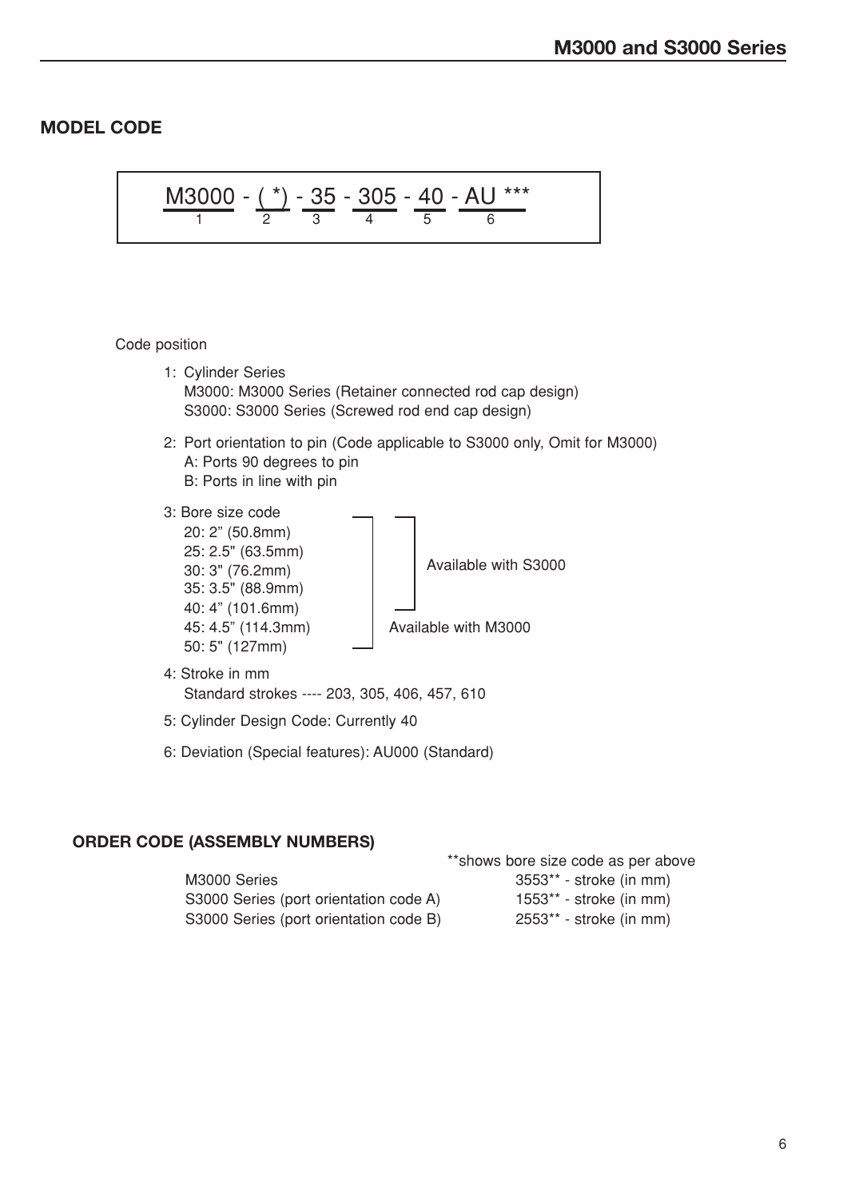## MODEL CODE

```
M3000 - ( *) - 35 - 305 - 40 - AU ***
  1       2     3    4     5     6
```

Code position

1: Cylinder Series
M3000: M3000 Series (Retainer connected rod cap design)
S3000: S3000 Series (Screwed rod end cap design)

2: Port orientation to pin (Code applicable to S3000 only, Omit for M3000)
A: Ports 90 degrees to pin
B: Ports in line with pin

3: Bore size code
20: 2" (50.8mm)
25: 2.5" (63.5mm)
30: 3" (76.2mm)
35: 3.5" (88.9mm)
40: 4" (101.6mm)
45: 4.5" (114.3mm)
50: 5" (127mm)

Available with S3000: 20 to 40 (2" to 4")
Available with M3000: 20 to 50 (2" to 5")

4: Stroke in mm
Standard strokes ---- 203, 305, 406, 457, 610

5: Cylinder Design Code: Currently 40

6: Deviation (Special features): AU000 (Standard)

### ORDER CODE (ASSEMBLY NUMBERS)

| | **shows bore size code as per above |
|---|---|
| M3000 Series | 3553** - stroke (in mm) |
| S3000 Series (port orientation code A) | 1553** - stroke (in mm) |
| S3000 Series (port orientation code B) | 2553** - stroke (in mm) |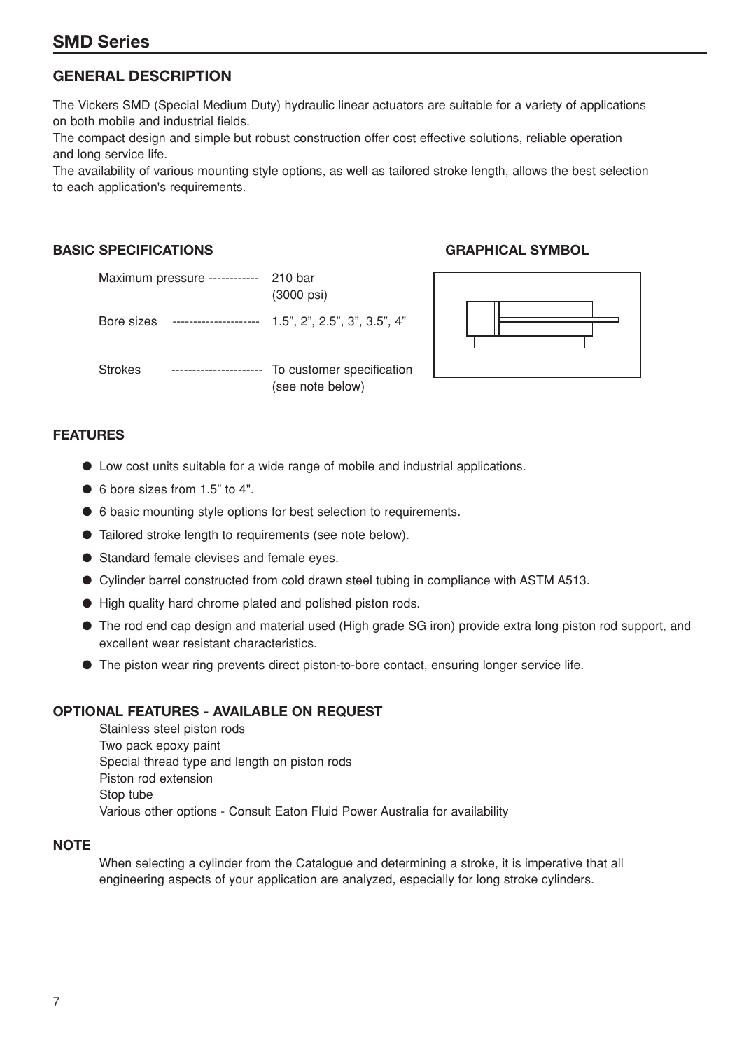# SMD Series

## GENERAL DESCRIPTION

The Vickers SMD (Special Medium Duty) hydraulic linear actuators are suitable for a variety of applications on both mobile and industrial fields.
The compact design and simple but robust construction offer cost effective solutions, reliable operation and long service life.
The availability of various mounting style options, as well as tailored stroke length, allows the best selection to each application's requirements.

### BASIC SPECIFICATIONS

| | |
|---|---|
| Maximum pressure | 210 bar (3000 psi) |
| Bore sizes | 1.5", 2", 2.5", 3", 3.5", 4" |
| Strokes | To customer specification (see note below) |

### GRAPHICAL SYMBOL

### FEATURES

- Low cost units suitable for a wide range of mobile and industrial applications.
- 6 bore sizes from 1.5" to 4".
- 6 basic mounting style options for best selection to requirements.
- Tailored stroke length to requirements (see note below).
- Standard female clevises and female eyes.
- Cylinder barrel constructed from cold drawn steel tubing in compliance with ASTM A513.
- High quality hard chrome plated and polished piston rods.
- The rod end cap design and material used (High grade SG iron) provide extra long piston rod support, and excellent wear resistant characteristics.
- The piston wear ring prevents direct piston-to-bore contact, ensuring longer service life.

### OPTIONAL FEATURES - AVAILABLE ON REQUEST

Stainless steel piston rods
Two pack epoxy paint
Special thread type and length on piston rods
Piston rod extension
Stop tube
Various other options - Consult Eaton Fluid Power Australia for availability

### NOTE

When selecting a cylinder from the Catalogue and determining a stroke, it is imperative that all engineering aspects of your application are analyzed, especially for long stroke cylinders.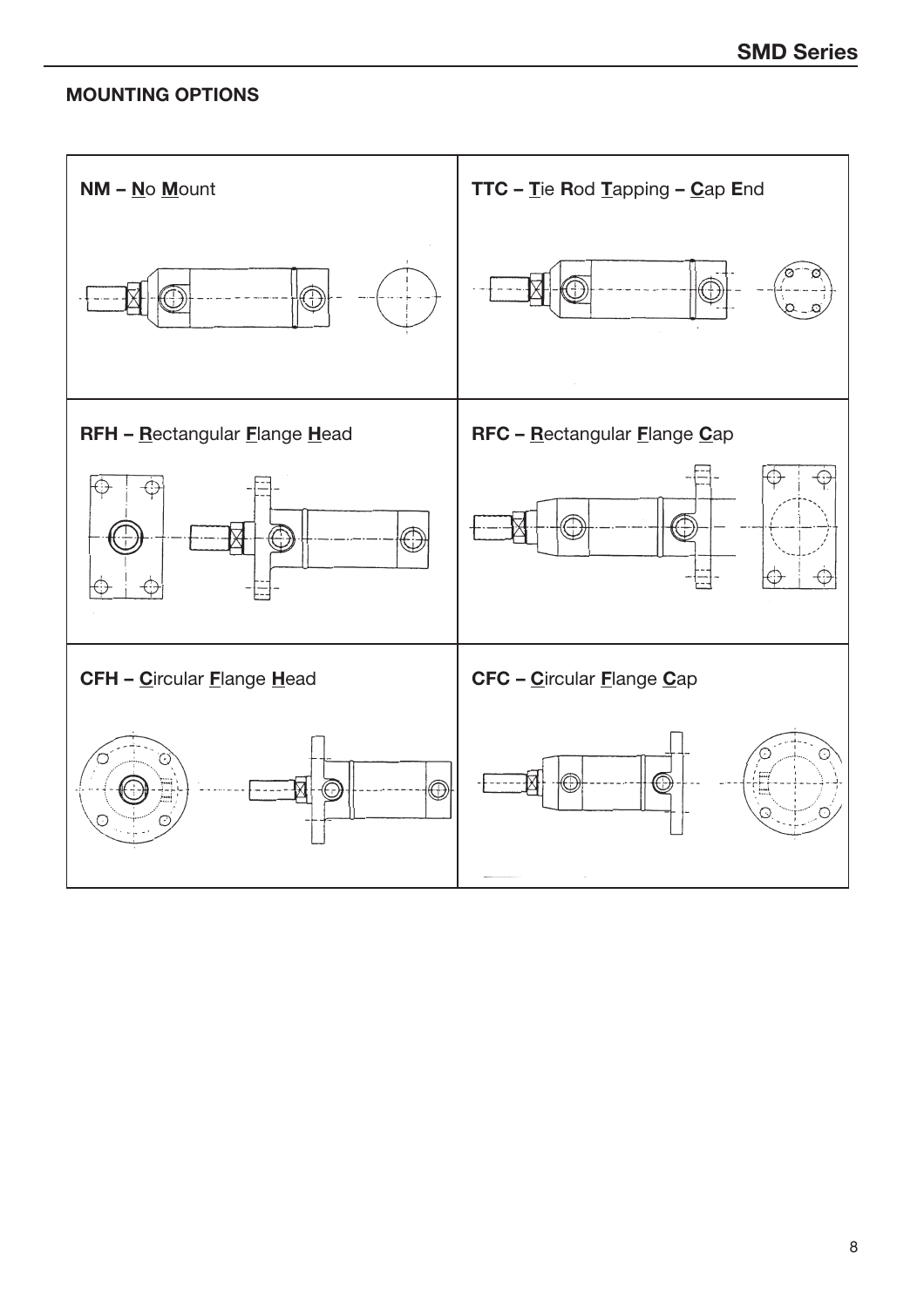## MOUNTING OPTIONS

| | |
|---|---|
| **NM – No Mount** | **TTC – Tie Rod Tapping – Cap End** |
| **RFH – Rectangular Flange Head** | **RFC – Rectangular Flange Cap** |
| **CFH – Circular Flange Head** | **CFC – Circular Flange Cap** |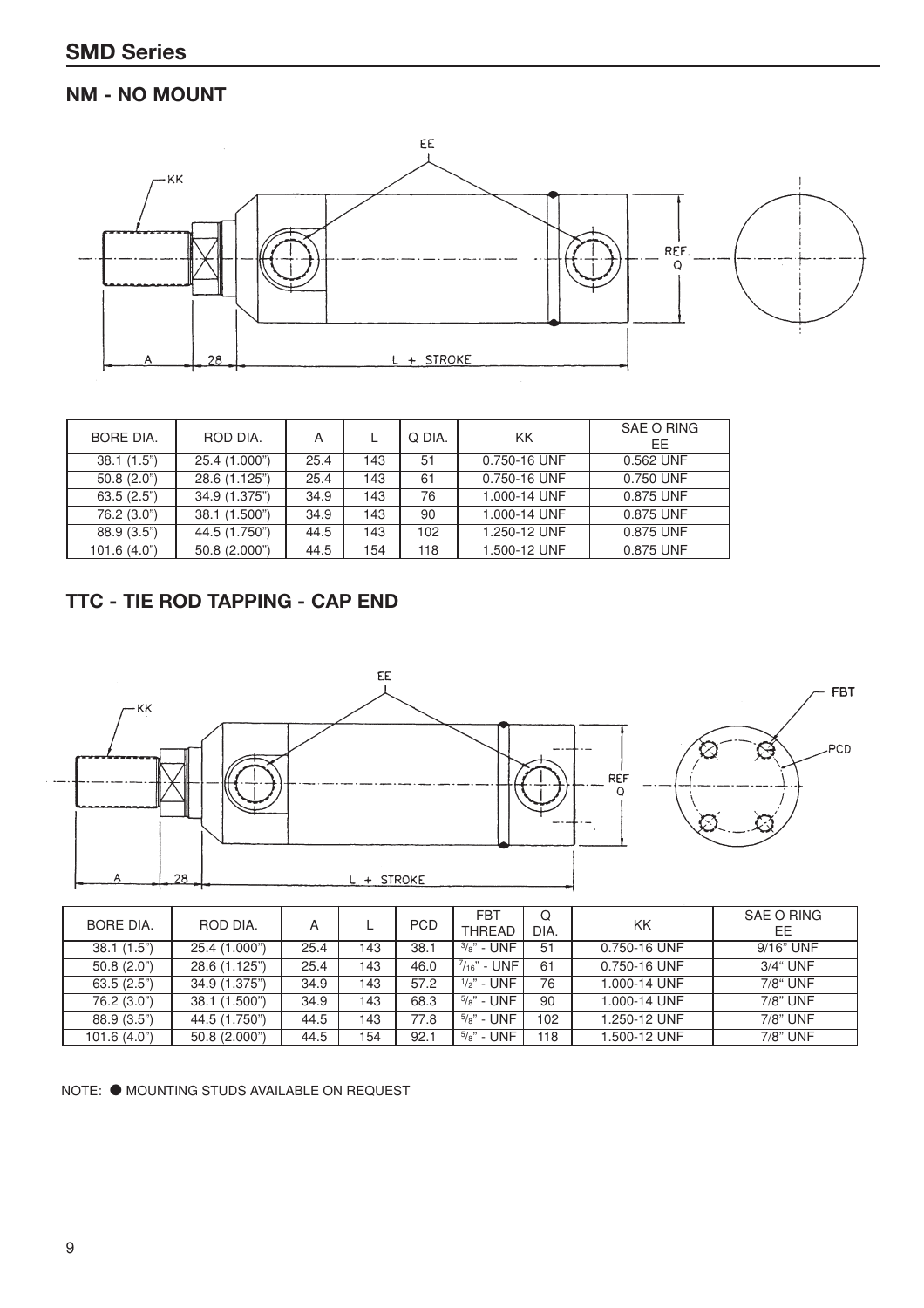## SMD Series

### NM - NO MOUNT

| BORE DIA. | ROD DIA. | A | L | Q DIA. | KK | SAE O RING EE |
|---|---|---|---|---|---|---|
| 38.1 (1.5") | 25.4 (1.000") | 25.4 | 143 | 51 | 0.750-16 UNF | 0.562 UNF |
| 50.8 (2.0") | 28.6 (1.125") | 25.4 | 143 | 61 | 0.750-16 UNF | 0.750 UNF |
| 63.5 (2.5") | 34.9 (1.375") | 34.9 | 143 | 76 | 1.000-14 UNF | 0.875 UNF |
| 76.2 (3.0") | 38.1 (1.500") | 34.9 | 143 | 90 | 1.000-14 UNF | 0.875 UNF |
| 88.9 (3.5") | 44.5 (1.750") | 44.5 | 143 | 102 | 1.250-12 UNF | 0.875 UNF |
| 101.6 (4.0") | 50.8 (2.000") | 44.5 | 154 | 118 | 1.500-12 UNF | 0.875 UNF |

### TTC - TIE ROD TAPPING - CAP END

| BORE DIA. | ROD DIA. | A | L | PCD | FBT THREAD | Q DIA. | KK | SAE O RING EE |
|---|---|---|---|---|---|---|---|---|
| 38.1 (1.5") | 25.4 (1.000") | 25.4 | 143 | 38.1 | 3/8" - UNF | 51 | 0.750-16 UNF | 9/16" UNF |
| 50.8 (2.0") | 28.6 (1.125") | 25.4 | 143 | 46.0 | 7/16" - UNF | 61 | 0.750-16 UNF | 3/4" UNF |
| 63.5 (2.5") | 34.9 (1.375") | 34.9 | 143 | 57.2 | 1/2" - UNF | 76 | 1.000-14 UNF | 7/8" UNF |
| 76.2 (3.0") | 38.1 (1.500") | 34.9 | 143 | 68.3 | 5/8" - UNF | 90 | 1.000-14 UNF | 7/8" UNF |
| 88.9 (3.5") | 44.5 (1.750") | 44.5 | 143 | 77.8 | 5/8" - UNF | 102 | 1.250-12 UNF | 7/8" UNF |
| 101.6 (4.0") | 50.8 (2.000") | 44.5 | 154 | 92.1 | 5/8" - UNF | 118 | 1.500-12 UNF | 7/8" UNF |

NOTE: ● MOUNTING STUDS AVAILABLE ON REQUEST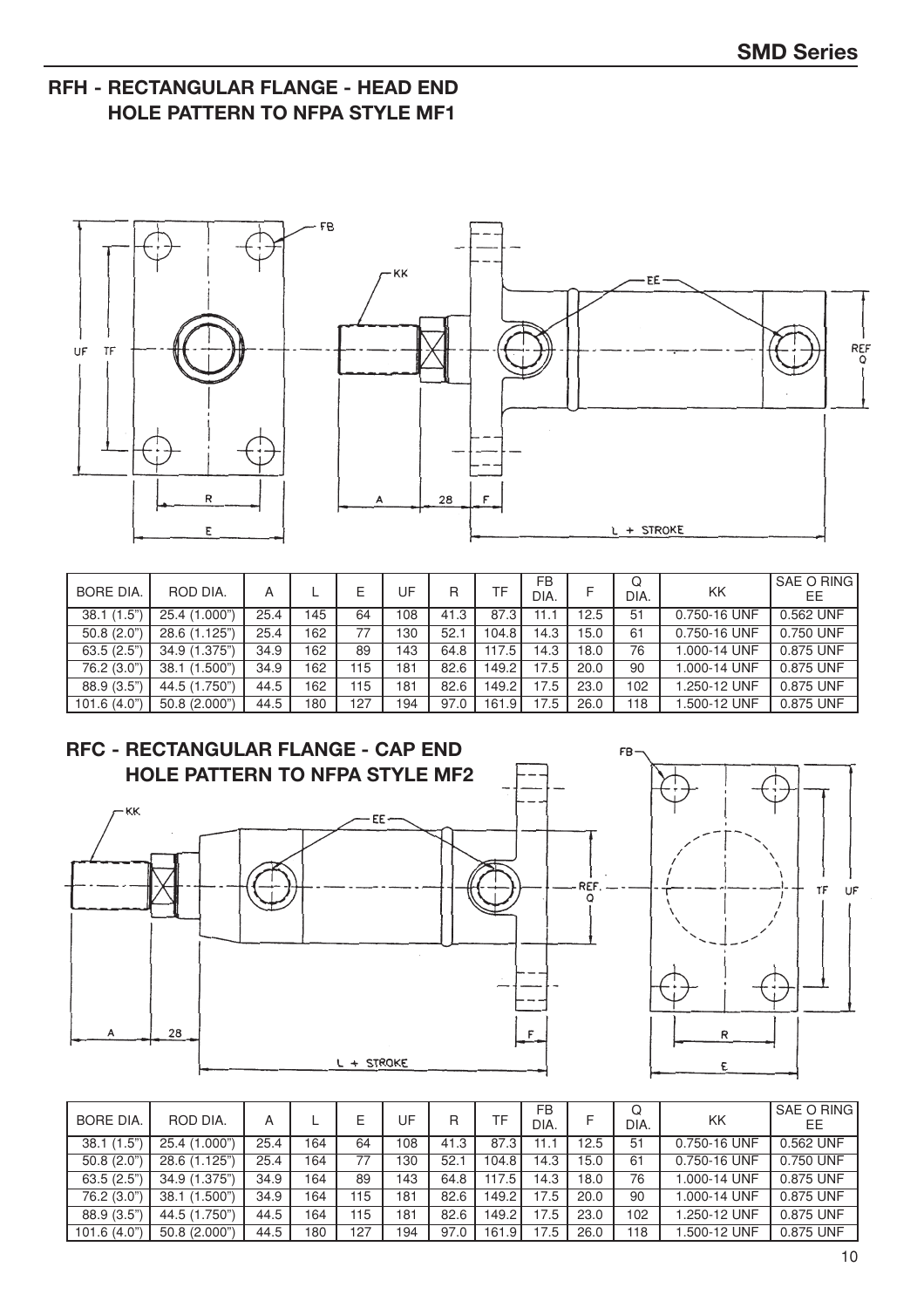## RFH - RECTANGULAR FLANGE - HEAD END
## HOLE PATTERN TO NFPA STYLE MF1

| BORE DIA. | ROD DIA. | A | L | E | UF | R | TF | FB DIA. | F | Q DIA. | KK | SAE O RING EE |
|---|---|---|---|---|---|---|---|---|---|---|---|---|
| 38.1 (1.5") | 25.4 (1.000") | 25.4 | 145 | 64 | 108 | 41.3 | 87.3 | 11.1 | 12.5 | 51 | 0.750-16 UNF | 0.562 UNF |
| 50.8 (2.0") | 28.6 (1.125") | 25.4 | 162 | 77 | 130 | 52.1 | 104.8 | 14.3 | 15.0 | 61 | 0.750-16 UNF | 0.750 UNF |
| 63.5 (2.5") | 34.9 (1.375") | 34.9 | 162 | 89 | 143 | 64.8 | 117.5 | 14.3 | 18.0 | 76 | 1.000-14 UNF | 0.875 UNF |
| 76.2 (3.0") | 38.1 (1.500") | 34.9 | 162 | 115 | 181 | 82.6 | 149.2 | 17.5 | 20.0 | 90 | 1.000-14 UNF | 0.875 UNF |
| 88.9 (3.5") | 44.5 (1.750") | 44.5 | 162 | 115 | 181 | 82.6 | 149.2 | 17.5 | 23.0 | 102 | 1.250-12 UNF | 0.875 UNF |
| 101.6 (4.0") | 50.8 (2.000") | 44.5 | 180 | 127 | 194 | 97.0 | 161.9 | 17.5 | 26.0 | 118 | 1.500-12 UNF | 0.875 UNF |

## RFC - RECTANGULAR FLANGE - CAP END
## HOLE PATTERN TO NFPA STYLE MF2

| BORE DIA. | ROD DIA. | A | L | E | UF | R | TF | FB DIA. | F | Q DIA. | KK | SAE O RING EE |
|---|---|---|---|---|---|---|---|---|---|---|---|---|
| 38.1 (1.5") | 25.4 (1.000") | 25.4 | 164 | 64 | 108 | 41.3 | 87.3 | 11.1 | 12.5 | 51 | 0.750-16 UNF | 0.562 UNF |
| 50.8 (2.0") | 28.6 (1.125") | 25.4 | 164 | 77 | 130 | 52.1 | 104.8 | 14.3 | 15.0 | 61 | 0.750-16 UNF | 0.750 UNF |
| 63.5 (2.5") | 34.9 (1.375") | 34.9 | 164 | 89 | 143 | 64.8 | 117.5 | 14.3 | 18.0 | 76 | 1.000-14 UNF | 0.875 UNF |
| 76.2 (3.0") | 38.1 (1.500") | 34.9 | 164 | 115 | 181 | 82.6 | 149.2 | 17.5 | 20.0 | 90 | 1.000-14 UNF | 0.875 UNF |
| 88.9 (3.5") | 44.5 (1.750") | 44.5 | 164 | 115 | 181 | 82.6 | 149.2 | 17.5 | 23.0 | 102 | 1.250-12 UNF | 0.875 UNF |
| 101.6 (4.0") | 50.8 (2.000") | 44.5 | 180 | 127 | 194 | 97.0 | 161.9 | 17.5 | 26.0 | 118 | 1.500-12 UNF | 0.875 UNF |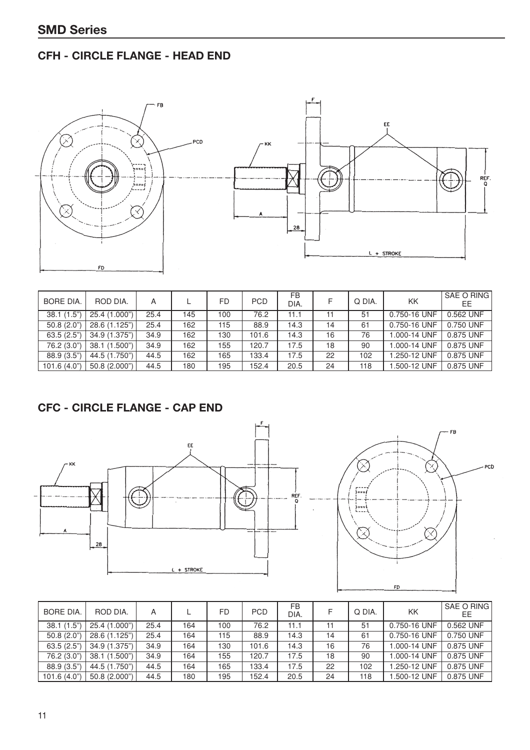## SMD Series

### CFH - CIRCLE FLANGE - HEAD END

| BORE DIA. | ROD DIA. | A | L | FD | PCD | FB DIA. | F | Q DIA. | KK | SAE O RING EE |
|---|---|---|---|---|---|---|---|---|---|---|
| 38.1 (1.5") | 25.4 (1.000") | 25.4 | 145 | 100 | 76.2 | 11.1 | 11 | 51 | 0.750-16 UNF | 0.562 UNF |
| 50.8 (2.0") | 28.6 (1.125") | 25.4 | 162 | 115 | 88.9 | 14.3 | 14 | 61 | 0.750-16 UNF | 0.750 UNF |
| 63.5 (2.5") | 34.9 (1.375") | 34.9 | 162 | 130 | 101.6 | 14.3 | 16 | 76 | 1.000-14 UNF | 0.875 UNF |
| 76.2 (3.0") | 38.1 (1.500") | 34.9 | 162 | 155 | 120.7 | 17.5 | 18 | 90 | 1.000-14 UNF | 0.875 UNF |
| 88.9 (3.5") | 44.5 (1.750") | 44.5 | 162 | 165 | 133.4 | 17.5 | 22 | 102 | 1.250-12 UNF | 0.875 UNF |
| 101.6 (4.0") | 50.8 (2.000") | 44.5 | 180 | 195 | 152.4 | 20.5 | 24 | 118 | 1.500-12 UNF | 0.875 UNF |

### CFC - CIRCLE FLANGE - CAP END

| BORE DIA. | ROD DIA. | A | L | FD | PCD | FB DIA. | F | Q DIA. | KK | SAE O RING EE |
|---|---|---|---|---|---|---|---|---|---|---|
| 38.1 (1.5") | 25.4 (1.000") | 25.4 | 164 | 100 | 76.2 | 11.1 | 11 | 51 | 0.750-16 UNF | 0.562 UNF |
| 50.8 (2.0") | 28.6 (1.125") | 25.4 | 164 | 115 | 88.9 | 14.3 | 14 | 61 | 0.750-16 UNF | 0.750 UNF |
| 63.5 (2.5") | 34.9 (1.375") | 34.9 | 164 | 130 | 101.6 | 14.3 | 16 | 76 | 1.000-14 UNF | 0.875 UNF |
| 76.2 (3.0") | 38.1 (1.500") | 34.9 | 164 | 155 | 120.7 | 17.5 | 18 | 90 | 1.000-14 UNF | 0.875 UNF |
| 88.9 (3.5") | 44.5 (1.750") | 44.5 | 164 | 165 | 133.4 | 17.5 | 22 | 102 | 1.250-12 UNF | 0.875 UNF |
| 101.6 (4.0") | 50.8 (2.000") | 44.5 | 180 | 195 | 152.4 | 20.5 | 24 | 118 | 1.500-12 UNF | 0.875 UNF |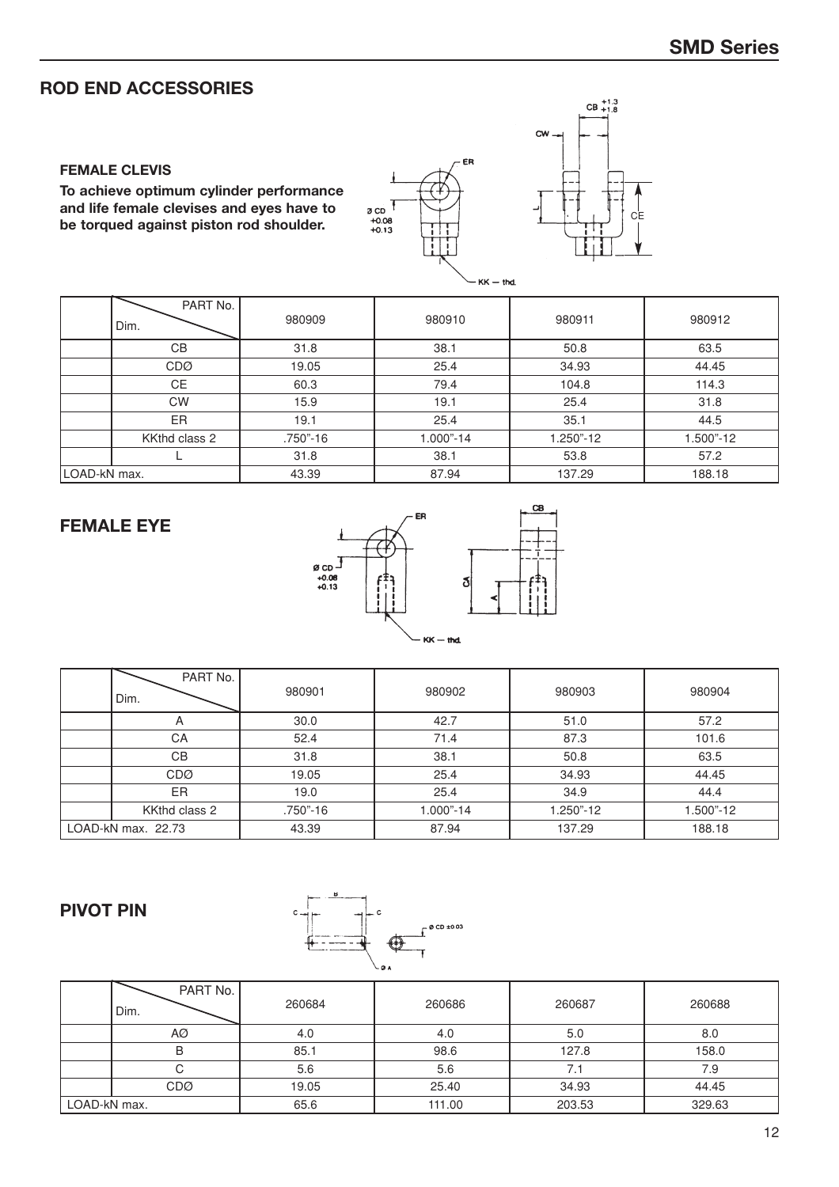## ROD END ACCESSORIES

### FEMALE CLEVIS

**To achieve optimum cylinder performance and life female clevises and eyes have to be torqued against piston rod shoulder.**

| Dim. \ PART No. | | 980909 | 980910 | 980911 | 980912 |
|---|---|---|---|---|---|
| | CB | 31.8 | 38.1 | 50.8 | 63.5 |
| | CDØ | 19.05 | 25.4 | 34.93 | 44.45 |
| | CE | 60.3 | 79.4 | 104.8 | 114.3 |
| | CW | 15.9 | 19.1 | 25.4 | 31.8 |
| | ER | 19.1 | 25.4 | 35.1 | 44.5 |
| | KKthd class 2 | .750"-16 | 1.000"-14 | 1.250"-12 | 1.500"-12 |
| | L | 31.8 | 38.1 | 53.8 | 57.2 |
| LOAD-kN max. | | 43.39 | 87.94 | 137.29 | 188.18 |

## FEMALE EYE

| Dim. \ PART No. | | 980901 | 980902 | 980903 | 980904 |
|---|---|---|---|---|---|
| | A | 30.0 | 42.7 | 51.0 | 57.2 |
| | CA | 52.4 | 71.4 | 87.3 | 101.6 |
| | CB | 31.8 | 38.1 | 50.8 | 63.5 |
| | CDØ | 19.05 | 25.4 | 34.93 | 44.45 |
| | ER | 19.0 | 25.4 | 34.9 | 44.4 |
| | KKthd class 2 | .750"-16 | 1.000"-14 | 1.250"-12 | 1.500"-12 |
| LOAD-kN max. 22.73 | | 43.39 | 87.94 | 137.29 | 188.18 |

## PIVOT PIN

| Dim. \ PART No. | | 260684 | 260686 | 260687 | 260688 |
|---|---|---|---|---|---|
| | AØ | 4.0 | 4.0 | 5.0 | 8.0 |
| | B | 85.1 | 98.6 | 127.8 | 158.0 |
| | C | 5.6 | 5.6 | 7.1 | 7.9 |
| | CDØ | 19.05 | 25.40 | 34.93 | 44.45 |
| LOAD-kN max. | | 65.6 | 111.00 | 203.53 | 329.63 |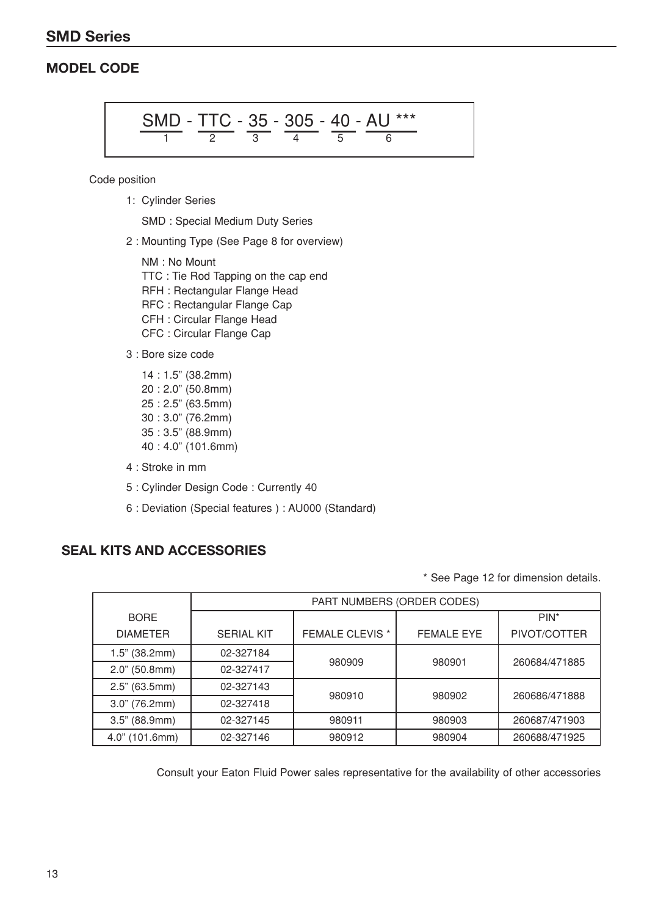## SMD Series

### MODEL CODE

```
SMD - TTC - 35 - 305 - 40 - AU ***
 1     2     3    4     5     6
```

Code position

1: Cylinder Series

   SMD : Special Medium Duty Series

2 : Mounting Type (See Page 8 for overview)

   NM : No Mount
   TTC : Tie Rod Tapping on the cap end
   RFH : Rectangular Flange Head
   RFC : Rectangular Flange Cap
   CFH : Circular Flange Head
   CFC : Circular Flange Cap

3 : Bore size code

   14 : 1.5" (38.2mm)
   20 : 2.0" (50.8mm)
   25 : 2.5" (63.5mm)
   30 : 3.0" (76.2mm)
   35 : 3.5" (88.9mm)
   40 : 4.0" (101.6mm)

4 : Stroke in mm

5 : Cylinder Design Code : Currently 40

6 : Deviation (Special features ) : AU000 (Standard)

### SEAL KITS AND ACCESSORIES

\* See Page 12 for dimension details.

| BORE DIAMETER | PART NUMBERS (ORDER CODES) | | | |
|---|---|---|---|---|
| | SERIAL KIT | FEMALE CLEVIS * | FEMALE EYE | PIN* PIVOT/COTTER |
| 1.5" (38.2mm) | 02-327184 | 980909 | 980901 | 260684/471885 |
| 2.0" (50.8mm) | 02-327417 | | | |
| 2.5" (63.5mm) | 02-327143 | 980910 | 980902 | 260686/471888 |
| 3.0" (76.2mm) | 02-327418 | | | |
| 3.5" (88.9mm) | 02-327145 | 980911 | 980903 | 260687/471903 |
| 4.0" (101.6mm) | 02-327146 | 980912 | 980904 | 260688/471925 |

Consult your Eaton Fluid Power sales representative for the availability of other accessories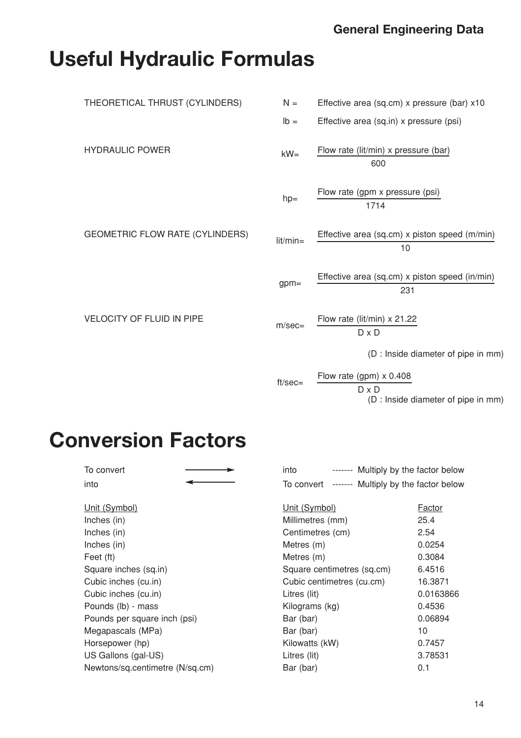# Useful Hydraulic Formulas

THEORETICAL THRUST (CYLINDERS)

$$N = \text{Effective area (sq.cm)} \times \text{pressure (bar)} \times 10$$

$$lb = \text{Effective area (sq.in)} \times \text{pressure (psi)}$$

HYDRAULIC POWER

$$kW = \frac{\text{Flow rate (lit/min)} \times \text{pressure (bar)}}{600}$$

$$hp = \frac{\text{Flow rate (gpm} \times \text{pressure (psi)}}{1714}$$

GEOMETRIC FLOW RATE (CYLINDERS)

$$lit/min = \frac{\text{Effective area (sq.cm)} \times \text{piston speed (m/min)}}{10}$$

$$gpm = \frac{\text{Effective area (sq.cm)} \times \text{piston speed (in/min)}}{231}$$

VELOCITY OF FLUID IN PIPE

$$m/sec = \frac{\text{Flow rate (lit/min)} \times 21.22}{D \times D}$$

(D : Inside diameter of pipe in mm)

$$ft/sec = \frac{\text{Flow rate (gpm)} \times 0.408}{D \times D}$$

(D : Inside diameter of pipe in mm)

# Conversion Factors

To convert → into ------- Multiply by the factor below

into ← To convert ------- Multiply by the factor below

| Unit (Symbol) | Unit (Symbol) | Factor |
|---|---|---|
| Inches (in) | Millimetres (mm) | 25.4 |
| Inches (in) | Centimetres (cm) | 2.54 |
| Inches (in) | Metres (m) | 0.0254 |
| Feet (ft) | Metres (m) | 0.3084 |
| Square inches (sq.in) | Square centimetres (sq.cm) | 6.4516 |
| Cubic inches (cu.in) | Cubic centimetres (cu.cm) | 16.3871 |
| Cubic inches (cu.in) | Litres (lit) | 0.0163866 |
| Pounds (lb) - mass | Kilograms (kg) | 0.4536 |
| Pounds per square inch (psi) | Bar (bar) | 0.06894 |
| Megapascals (MPa) | Bar (bar) | 10 |
| Horsepower (hp) | Kilowatts (kW) | 0.7457 |
| US Gallons (gal-US) | Litres (lit) | 3.78531 |
| Newtons/sq.centimetre (N/sq.cm) | Bar (bar) | 0.1 |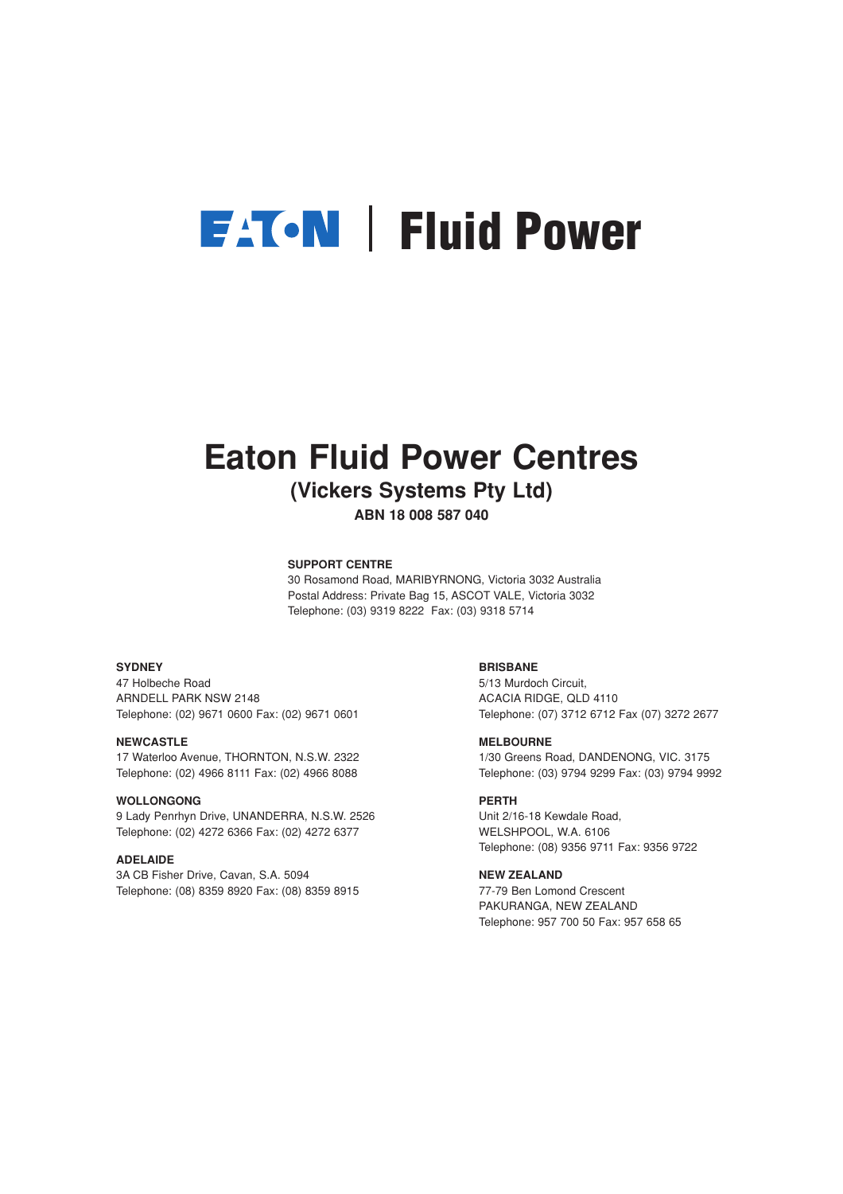EATON | Fluid Power

# Eaton Fluid Power Centres

## (Vickers Systems Pty Ltd)

**ABN 18 008 587 040**

**SUPPORT CENTRE**
30 Rosamond Road, MARIBYRNONG, Victoria 3032 Australia
Postal Address: Private Bag 15, ASCOT VALE, Victoria 3032
Telephone: (03) 9319 8222  Fax: (03) 9318 5714

**SYDNEY**
47 Holbeche Road
ARNDELL PARK NSW 2148
Telephone: (02) 9671 0600 Fax: (02) 9671 0601

**NEWCASTLE**
17 Waterloo Avenue, THORNTON, N.S.W. 2322
Telephone: (02) 4966 8111 Fax: (02) 4966 8088

**WOLLONGONG**
9 Lady Penrhyn Drive, UNANDERRA, N.S.W. 2526
Telephone: (02) 4272 6366 Fax: (02) 4272 6377

**ADELAIDE**
3A CB Fisher Drive, Cavan, S.A. 5094
Telephone: (08) 8359 8920 Fax: (08) 8359 8915

**BRISBANE**
5/13 Murdoch Circuit,
ACACIA RIDGE, QLD 4110
Telephone: (07) 3712 6712 Fax (07) 3272 2677

**MELBOURNE**
1/30 Greens Road, DANDENONG, VIC. 3175
Telephone: (03) 9794 9299 Fax: (03) 9794 9992

**PERTH**
Unit 2/16-18 Kewdale Road,
WELSHPOOL, W.A. 6106
Telephone: (08) 9356 9711 Fax: 9356 9722

**NEW ZEALAND**
77-79 Ben Lomond Crescent
PAKURANGA, NEW ZEALAND
Telephone: 957 700 50 Fax: 957 658 65